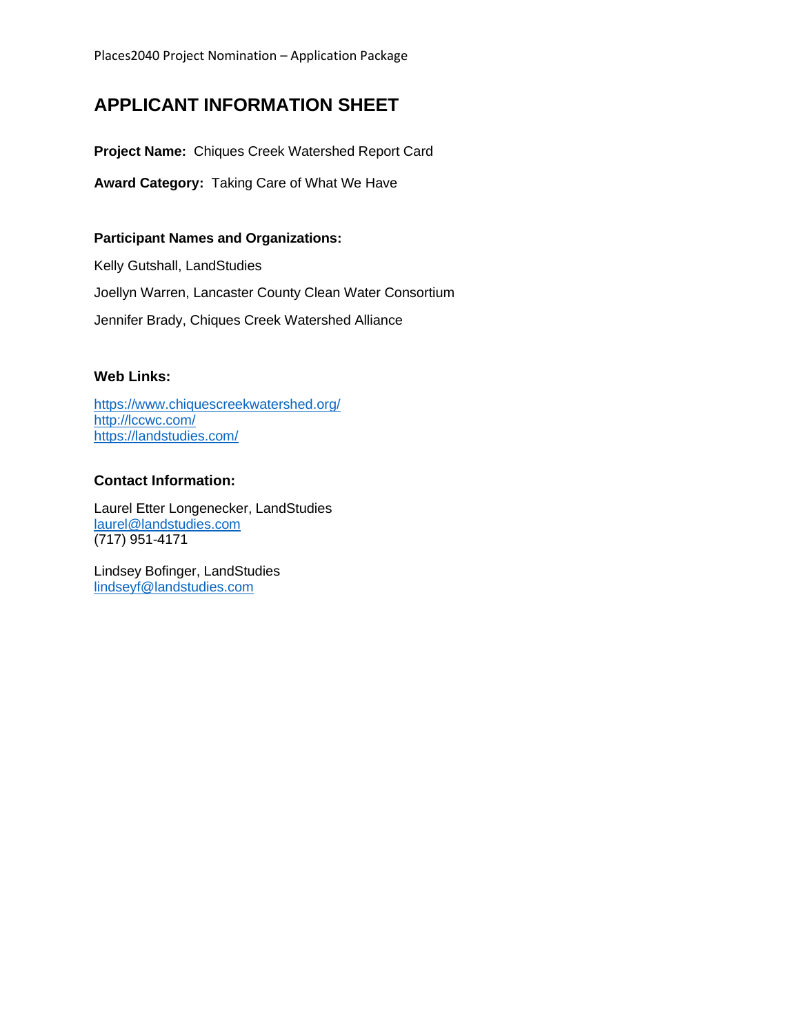# APPLICANT INFORMATION SHEET

**Project Name:** Chiques Creek Watershed Report Card

**Award Category:** Taking Care of What We Have

**Participant Names and Organizations:**

Kelly Gutshall, LandStudies

Joellyn Warren, Lancaster County Clean Water Consortium

Jennifer Brady, Chiques Creek Watershed Alliance

**Web Links:**

https://www.chiquescreekwatershed.org/
http://lccwc.com/
https://landstudies.com/

**Contact Information:**

Laurel Etter Longenecker, LandStudies
laurel@landstudies.com
(717) 951-4171

Lindsey Bofinger, LandStudies
lindseyf@landstudies.com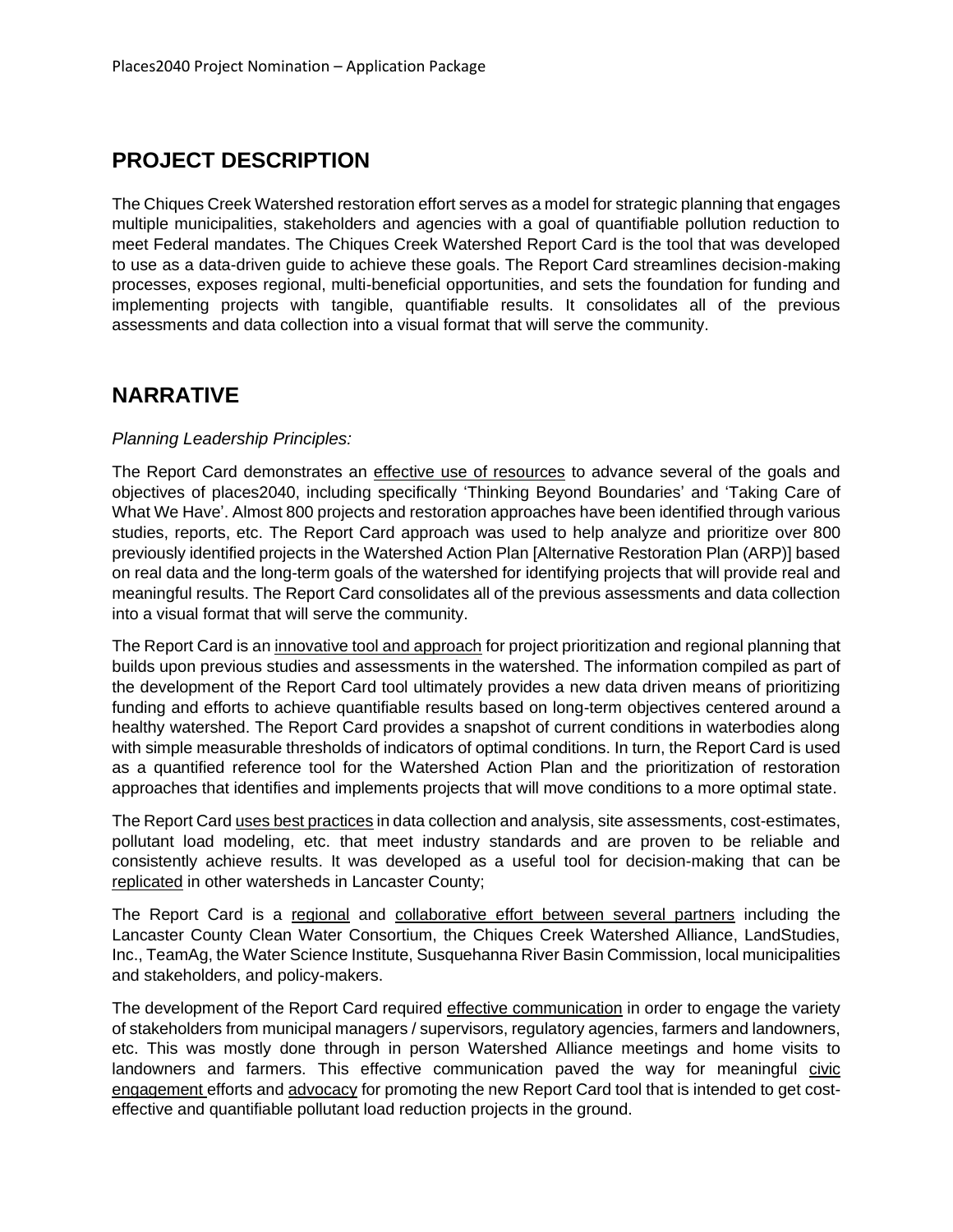## PROJECT DESCRIPTION

The Chiques Creek Watershed restoration effort serves as a model for strategic planning that engages multiple municipalities, stakeholders and agencies with a goal of quantifiable pollution reduction to meet Federal mandates. The Chiques Creek Watershed Report Card is the tool that was developed to use as a data-driven guide to achieve these goals. The Report Card streamlines decision-making processes, exposes regional, multi-beneficial opportunities, and sets the foundation for funding and implementing projects with tangible, quantifiable results. It consolidates all of the previous assessments and data collection into a visual format that will serve the community.

## NARRATIVE

*Planning Leadership Principles:*

The Report Card demonstrates an <u>effective use of resources</u> to advance several of the goals and objectives of places2040, including specifically 'Thinking Beyond Boundaries' and 'Taking Care of What We Have'. Almost 800 projects and restoration approaches have been identified through various studies, reports, etc. The Report Card approach was used to help analyze and prioritize over 800 previously identified projects in the Watershed Action Plan [Alternative Restoration Plan (ARP)] based on real data and the long-term goals of the watershed for identifying projects that will provide real and meaningful results. The Report Card consolidates all of the previous assessments and data collection into a visual format that will serve the community.

The Report Card is an <u>innovative tool and approach</u> for project prioritization and regional planning that builds upon previous studies and assessments in the watershed. The information compiled as part of the development of the Report Card tool ultimately provides a new data driven means of prioritizing funding and efforts to achieve quantifiable results based on long-term objectives centered around a healthy watershed. The Report Card provides a snapshot of current conditions in waterbodies along with simple measurable thresholds of indicators of optimal conditions. In turn, the Report Card is used as a quantified reference tool for the Watershed Action Plan and the prioritization of restoration approaches that identifies and implements projects that will move conditions to a more optimal state.

The Report Card <u>uses best practices</u> in data collection and analysis, site assessments, cost-estimates, pollutant load modeling, etc. that meet industry standards and are proven to be reliable and consistently achieve results. It was developed as a useful tool for decision-making that can be <u>replicated</u> in other watersheds in Lancaster County;

The Report Card is a <u>regional</u> and <u>collaborative effort between several partners</u> including the Lancaster County Clean Water Consortium, the Chiques Creek Watershed Alliance, LandStudies, Inc., TeamAg, the Water Science Institute, Susquehanna River Basin Commission, local municipalities and stakeholders, and policy-makers.

The development of the Report Card required <u>effective communication</u> in order to engage the variety of stakeholders from municipal managers / supervisors, regulatory agencies, farmers and landowners, etc. This was mostly done through in person Watershed Alliance meetings and home visits to landowners and farmers. This effective communication paved the way for meaningful <u>civic engagement</u> efforts and <u>advocacy</u> for promoting the new Report Card tool that is intended to get cost-effective and quantifiable pollutant load reduction projects in the ground.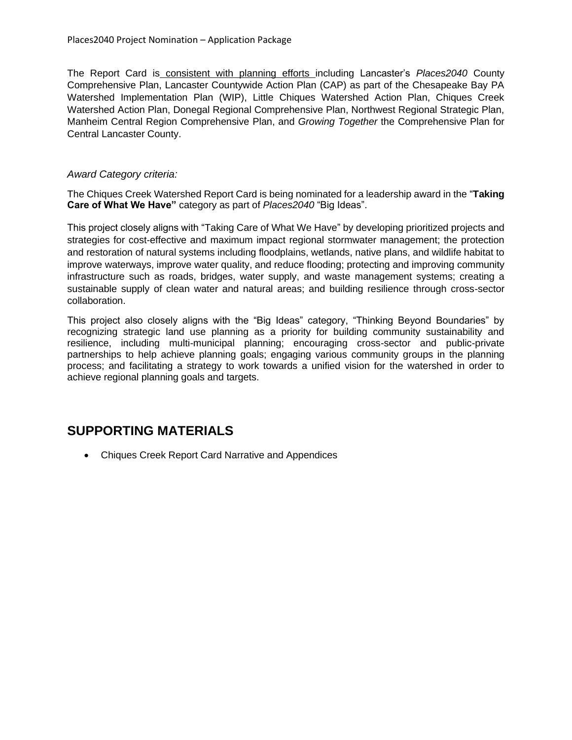The Report Card is consistent with planning efforts including Lancaster's *Places2040* County Comprehensive Plan, Lancaster Countywide Action Plan (CAP) as part of the Chesapeake Bay PA Watershed Implementation Plan (WIP), Little Chiques Watershed Action Plan, Chiques Creek Watershed Action Plan, Donegal Regional Comprehensive Plan, Northwest Regional Strategic Plan, Manheim Central Region Comprehensive Plan, and *Growing Together* the Comprehensive Plan for Central Lancaster County.

*Award Category criteria:*

The Chiques Creek Watershed Report Card is being nominated for a leadership award in the "**Taking Care of What We Have"** category as part of *Places2040* "Big Ideas".

This project closely aligns with "Taking Care of What We Have" by developing prioritized projects and strategies for cost-effective and maximum impact regional stormwater management; the protection and restoration of natural systems including floodplains, wetlands, native plans, and wildlife habitat to improve waterways, improve water quality, and reduce flooding; protecting and improving community infrastructure such as roads, bridges, water supply, and waste management systems; creating a sustainable supply of clean water and natural areas; and building resilience through cross-sector collaboration.

This project also closely aligns with the "Big Ideas" category, "Thinking Beyond Boundaries" by recognizing strategic land use planning as a priority for building community sustainability and resilience, including multi-municipal planning; encouraging cross-sector and public-private partnerships to help achieve planning goals; engaging various community groups in the planning process; and facilitating a strategy to work towards a unified vision for the watershed in order to achieve regional planning goals and targets.

## SUPPORTING MATERIALS

- Chiques Creek Report Card Narrative and Appendices